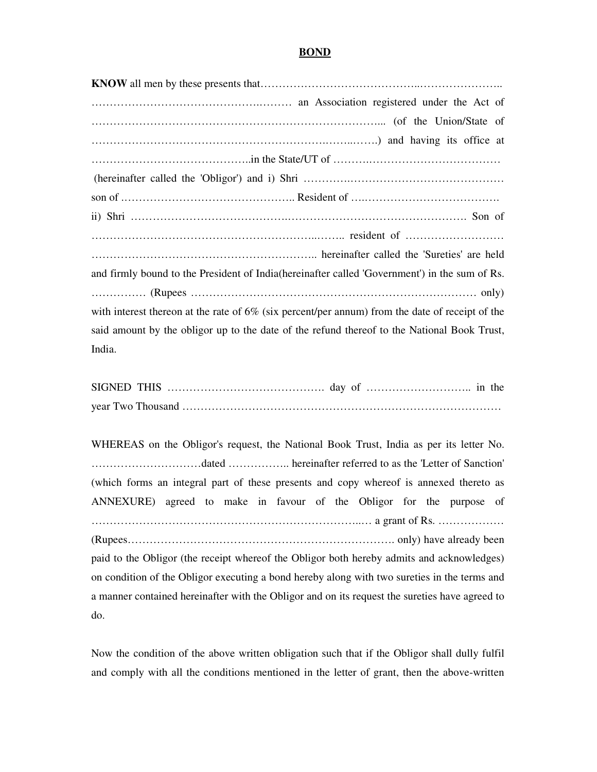# BOND

**KNOW** all men by these presents that……………………………………..…………………..
……………………………………….……… an Association registered under the Act of
……………………………………………………………………... (of the Union/State of
……………………………………………………….……..…….) and having its office at
……………………………………..in the State/UT of ……….………………………………
(hereinafter called the 'Obligor') and i) Shri ……….……………………………………
son of ……………………………………….. Resident of ….……………………………….
ii) Shri …………………………………..………………………………………. Son of
……………………………………………………..…….. resident of ………………………
…………………………………………………….. hereinafter called the 'Sureties' are held and firmly bound to the President of India(hereinafter called 'Government') in the sum of Rs. …………… (Rupees …………………………………………………………………… only) with interest thereon at the rate of 6% (six percent/per annum) from the date of receipt of the said amount by the obligor up to the date of the refund thereof to the National Book Trust, India.

SIGNED THIS ……………………………………. day of ……………………….. in the year Two Thousand …………………………………………………………………………

WHEREAS on the Obligor's request, the National Book Trust, India as per its letter No. …………………………dated …………….. hereinafter referred to as the 'Letter of Sanction' (which forms an integral part of these presents and copy whereof is annexed thereto as ANNEXURE) agreed to make in favour of the Obligor for the purpose of ……………………………………………………….……………..… a grant of Rs. ……………… (Rupees………………………………………………………………. only) have already been paid to the Obligor (the receipt whereof the Obligor both hereby admits and acknowledges) on condition of the Obligor executing a bond hereby along with two sureties in the terms and a manner contained hereinafter with the Obligor and on its request the sureties have agreed to do.

Now the condition of the above written obligation such that if the Obligor shall dully fulfil and comply with all the conditions mentioned in the letter of grant, then the above-written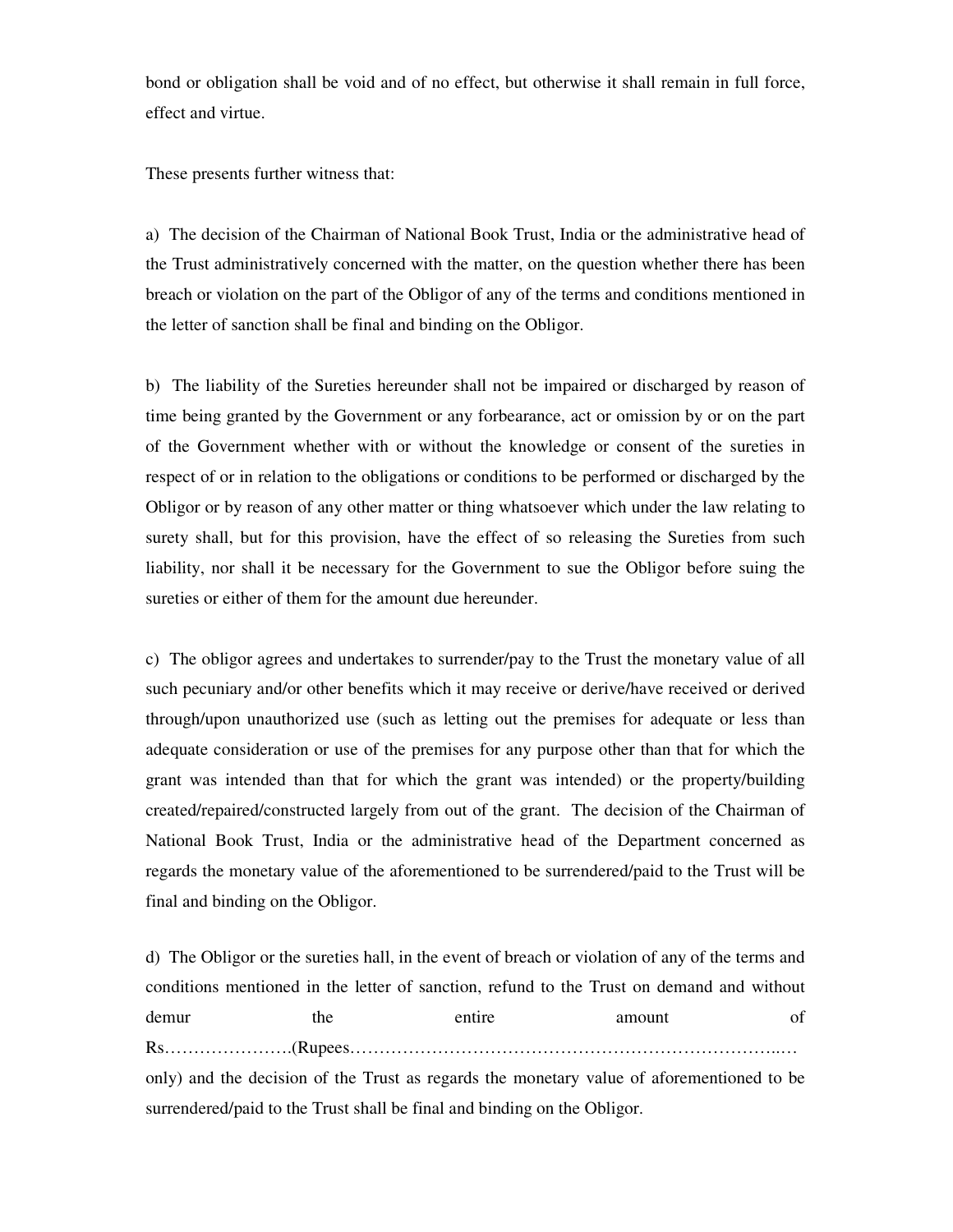bond or obligation shall be void and of no effect, but otherwise it shall remain in full force, effect and virtue.

These presents further witness that:

a) The decision of the Chairman of National Book Trust, India or the administrative head of the Trust administratively concerned with the matter, on the question whether there has been breach or violation on the part of the Obligor of any of the terms and conditions mentioned in the letter of sanction shall be final and binding on the Obligor.

b) The liability of the Sureties hereunder shall not be impaired or discharged by reason of time being granted by the Government or any forbearance, act or omission by or on the part of the Government whether with or without the knowledge or consent of the sureties in respect of or in relation to the obligations or conditions to be performed or discharged by the Obligor or by reason of any other matter or thing whatsoever which under the law relating to surety shall, but for this provision, have the effect of so releasing the Sureties from such liability, nor shall it be necessary for the Government to sue the Obligor before suing the sureties or either of them for the amount due hereunder.

c) The obligor agrees and undertakes to surrender/pay to the Trust the monetary value of all such pecuniary and/or other benefits which it may receive or derive/have received or derived through/upon unauthorized use (such as letting out the premises for adequate or less than adequate consideration or use of the premises for any purpose other than that for which the grant was intended than that for which the grant was intended) or the property/building created/repaired/constructed largely from out of the grant. The decision of the Chairman of National Book Trust, India or the administrative head of the Department concerned as regards the monetary value of the aforementioned to be surrendered/paid to the Trust will be final and binding on the Obligor.

d) The Obligor or the sureties hall, in the event of breach or violation of any of the terms and conditions mentioned in the letter of sanction, refund to the Trust on demand and without demur the entire amount of Rs………………….(Rupees…………………………………………………………………..… only) and the decision of the Trust as regards the monetary value of aforementioned to be surrendered/paid to the Trust shall be final and binding on the Obligor.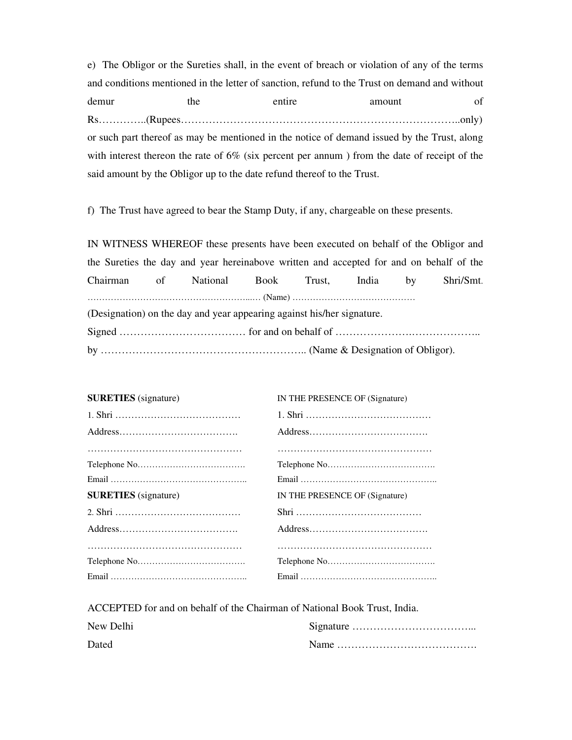e) The Obligor or the Sureties shall, in the event of breach or violation of any of the terms and conditions mentioned in the letter of sanction, refund to the Trust on demand and without demur the entire amount of Rs…………..(Rupees………………………………………………………………………..only) or such part thereof as may be mentioned in the notice of demand issued by the Trust, along with interest thereon the rate of 6% (six percent per annum ) from the date of receipt of the said amount by the Obligor up to the date refund thereof to the Trust.

f) The Trust have agreed to bear the Stamp Duty, if any, chargeable on these presents.

IN WITNESS WHEREOF these presents have been executed on behalf of the Obligor and the Sureties the day and year hereinabove written and accepted for and on behalf of the Chairman of National Book Trust, India by Shri/Smt. …………………………………………………..… (Name) …………………………………… (Designation) on the day and year appearing against his/her signature.

Signed ……………………………… for and on behalf of ………………….……………….. by ………………………………………………….. (Name & Designation of Obligor).

| **SURETIES** (signature) | IN THE PRESENCE OF (Signature) |
|---|---|
| 1. Shri ………………………………… | 1. Shri ………………………………… |
| Address………………………………. | Address………………………………. |
| ………………………………………… | ………………………………………… |
| Telephone No………………………………. | Telephone No………………………………. |
| Email ……………………………………….. | Email ……………………………………….. |
| **SURETIES** (signature) | IN THE PRESENCE OF (Signature) |
| 2. Shri ………………………………… | Shri ………………………………… |
| Address………………………………. | Address………………………………. |
| ………………………………………… | ………………………………………… |
| Telephone No………………………………. | Telephone No………………………………. |
| Email ……………………………………….. | Email ……………………………………….. |

ACCEPTED for and on behalf of the Chairman of National Book Trust, India.

New Delhi                Signature ……………………………...

Dated                Name …………………………………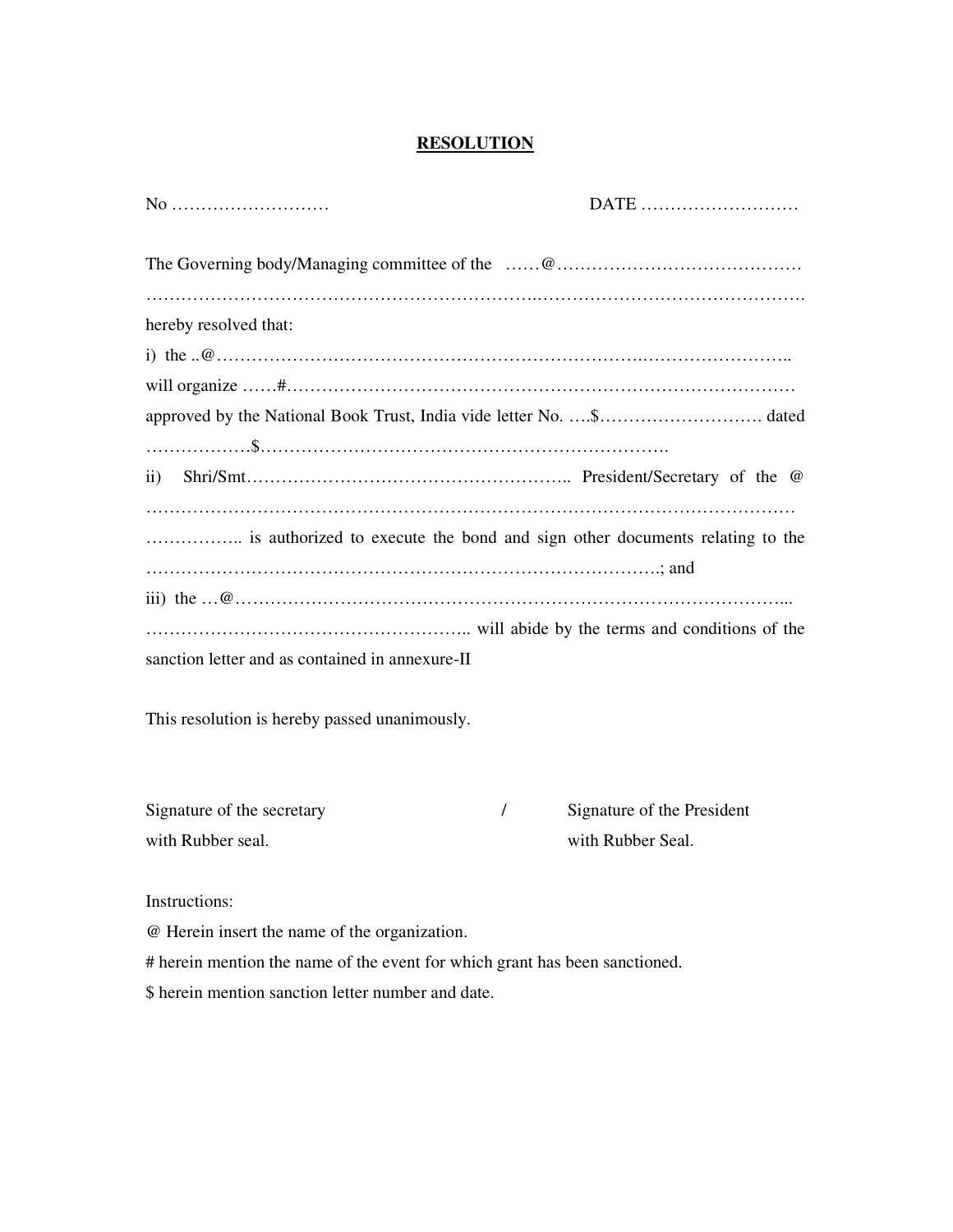# RESOLUTION

No ………………………                                        DATE ………………………

The Governing body/Managing committee of the ……@……………………………………
………………………………………………………..……………………………………….
hereby resolved that:

i) the ..@………………………………………………………………..…………………….. will organize ……#…………………………………………………………………………… approved by the National Book Trust, India vide letter No. ….$………………………. dated ……………….$…………………………………………………………….

ii) Shri/Smt……………………………………………….. President/Secretary of the @ …………………………………………………………………………………………………… …………….. is authorized to execute the bond and sign other documents relating to the ………………………………………………………………………….; and

iii) the …@…………………………………………………………………………………... …………………………………………….. will abide by the terms and conditions of the sanction letter and as contained in annexure-II

This resolution is hereby passed unanimously.

Signature of the secretary with Rubber seal.     /     Signature of the President with Rubber Seal.

Instructions:

@ Herein insert the name of the organization.

# herein mention the name of the event for which grant has been sanctioned.

$ herein mention sanction letter number and date.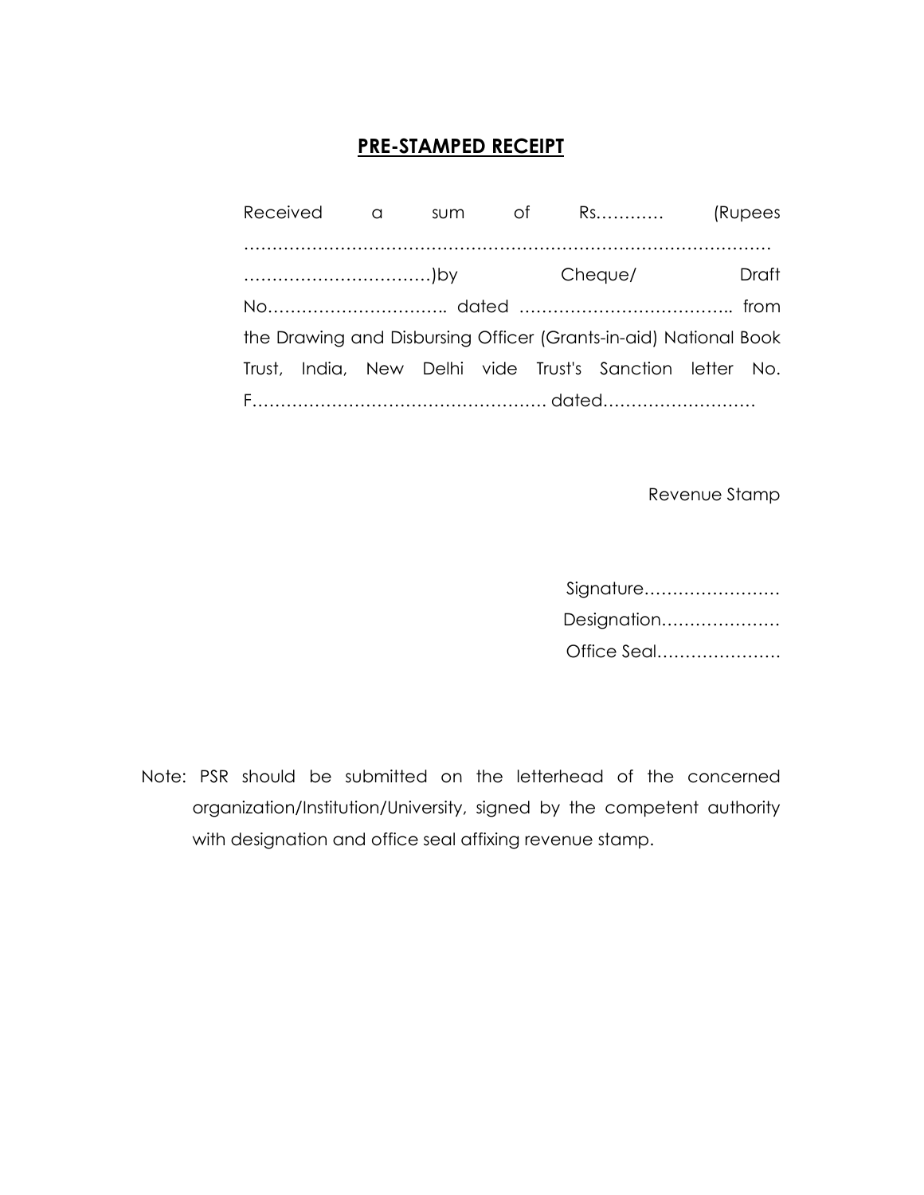## PRE-STAMPED RECEIPT

Received a sum of Rs………… (Rupees ………………………………………………………………………………… ……………………………)by Cheque/ Draft No………………………….. dated ……………………………….. from the Drawing and Disbursing Officer (Grants-in-aid) National Book Trust, India, New Delhi vide Trust's Sanction letter No. F…………………………………………… dated………………………

Revenue Stamp

Signature……………………

Designation…………………

Office Seal…………………

Note: PSR should be submitted on the letterhead of the concerned organization/Institution/University, signed by the competent authority with designation and office seal affixing revenue stamp.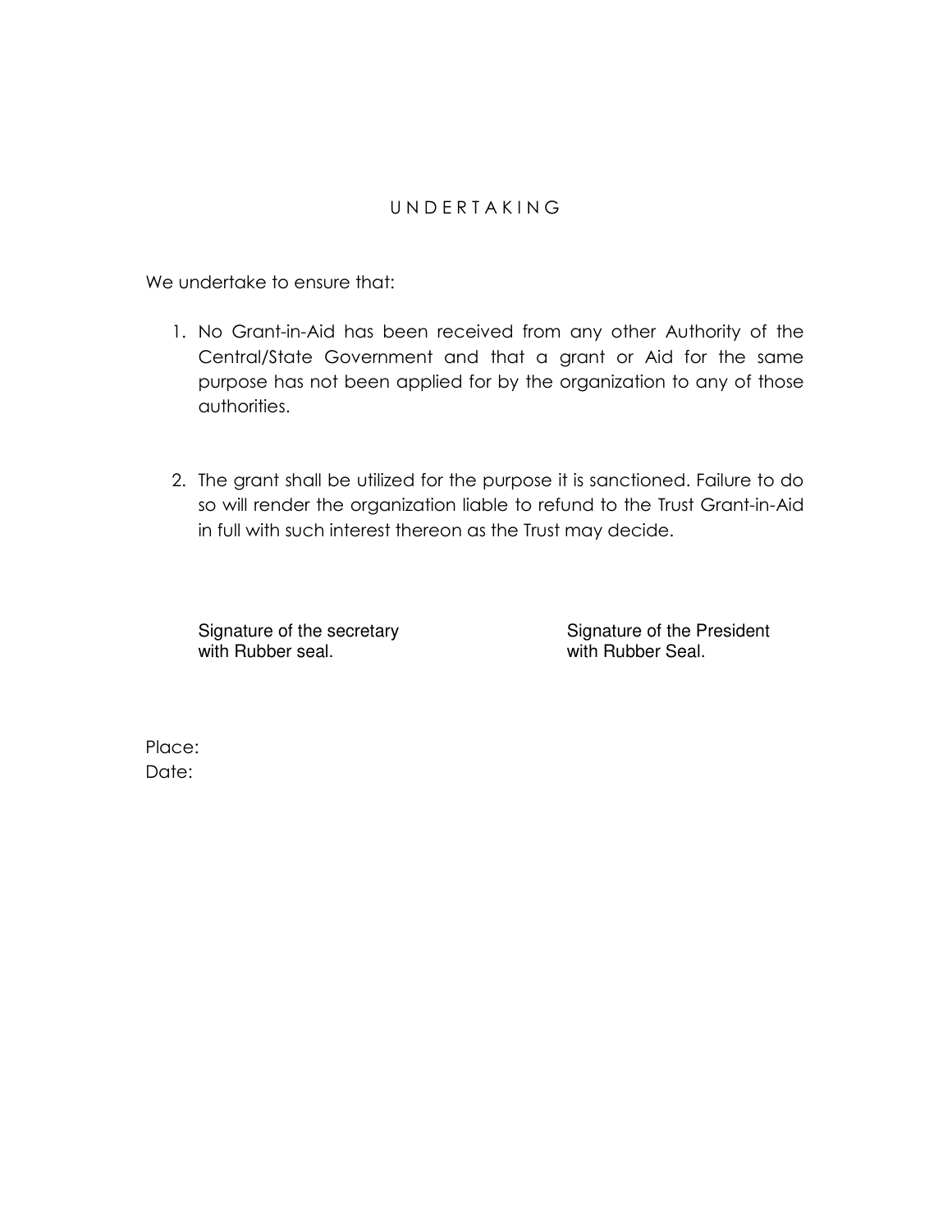# U N D E R T A K I N G

We undertake to ensure that:

1. No Grant-in-Aid has been received from any other Authority of the Central/State Government and that a grant or Aid for the same purpose has not been applied for by the organization to any of those authorities.

2. The grant shall be utilized for the purpose it is sanctioned. Failure to do so will render the organization liable to refund to the Trust Grant-in-Aid in full with such interest thereon as the Trust may decide.

Signature of the secretary
with Rubber seal.

Signature of the President
with Rubber Seal.

Place:
Date: